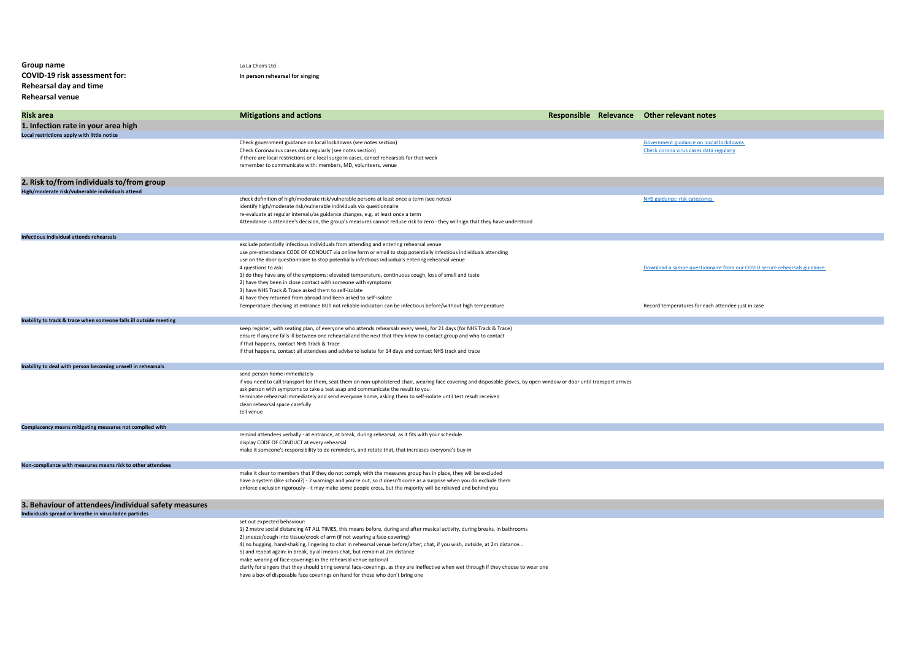**Group name** La La Choirs Ltd

**COVID-19 risk assessment for:** **In person rehearsal for singing**

**Rehearsal day and time**

**Rehearsal venue**

| Risk area | Mitigations and actions | Responsible | Relevance | Other relevant notes |
|---|---|---|---|---|
| **1. Infection rate in your area high** | | | | |
| **Local restrictions apply with little notice** | | | | |
| | Check government guidance on local lockdowns (see notes section) | | | Government guidance on loccal lockdowns |
| | Check Coronavirus cases data regularly (see notes section) | | | Check corona virus cases data regularly |
| | if there are local restrictions or a local surge in cases, cancel rehearsals for that week | | | |
| | remember to communicate with: members, MD, volunteers, venue | | | |
| **2. Risk to/from individuals to/from group** | | | | |
| **High/moderate risk/vulnerable individuals attend** | | | | |
| | check definition of high/moderate risk/vulnerable persons at least once a term (see notes) | | | NHS guidance: risk categories |
| | identify high/moderate risk/vulnerable individuals via questionnaire | | | |
| | re-evaluate at regular intervals/as guidance changes, e.g. at least once a term | | | |
| | Attendance is attendee's decision, the group's measures cannot reduce risk to zero - they will sign that they have understood | | | |
| **Infectious individual attends rehearsals** | | | | |
| | exclude potentially infectious individuals from attending and entering rehearsal venue | | | |
| | use pre-attendance CODE OF CONDUCT via online form or email to stop potentially infectious individuals attending | | | |
| | use on the door questionnaire to stop potentially infectious individuals entering rehearsal venue | | | |
| | 4 questions to ask: | | | Download a sampe questionnaire from our COVID secure rehearsals guidance |
| | 1) do they have any of the symptoms: elevated temperature, continuous cough, loss of smell and taste | | | |
| | 2) have they been in close contact with someone with symptoms | | | |
| | 3) have NHS Track & Trace asked them to self-isolate | | | |
| | 4) have they returned from abroad and been asked to self-isolate | | | |
| | Temperature checking at entrance BUT not reliable indicator: can be infectious before/without high temperature | | | Record temperatures for each attendee just in case |
| **Inability to track & trace when someone falls ill outside meeting** | | | | |
| | keep register, with seating plan, of everyone who attends rehearsals every week, for 21 days (for NHS Track & Trace) | | | |
| | ensure if anyone falls ill between one rehearsal and the next that they know to contact group and who to contact | | | |
| | if that happens, contact NHS Track & Trace | | | |
| | if that happens, contact all attendees and advise to isolate for 14 days and contact NHS track and trace | | | |
| **Inability to deal with person becoming unwell in rehearsals** | | | | |
| | send person home immediately | | | |
| | if you need to call transport for them, seat them on non-upholstered chair, wearing face covering and disposable gloves, by open window or door until transport arrives | | | |
| | ask person with symptoms to take a test asap and communicate the result to you | | | |
| | terminate rehearsal immediately and send everyone home, asking them to self-isolate until test result received | | | |
| | clean rehearsal space carefully | | | |
| | tell venue | | | |
| **Complacency means mitigating measures not complied with** | | | | |
| | remind attendees verbally - at entrance, at break, during rehearsal, as it fits with your schedule | | | |
| | display CODE OF CONDUCT at every rehearsal | | | |
| | make it someone's responsibility to do reminders, and rotate that, that increases everyone's buy-in | | | |
| **Non-compliance with measures means risk to other attendees** | | | | |
| | make it clear to members that if they do not comply with the measures group has in place, they will be excluded | | | |
| | have a system (like school?) - 2 warnings and you're out, so it doesn't come as a surprise when you do exclude them | | | |
| | enforce exclusion rigorously - it may make some people cross, but the majority will be relieved and behind you | | | |
| **3. Behaviour of attendees/individual safety measures** | | | | |
| **Individuals spread or breathe in virus-laden particles** | | | | |
| | set out expected behaviour: | | | |
| | 1) 2 metre social distancing AT ALL TIMES, this means before, during and after musical activity, during breaks, in bathrooms | | | |
| | 2) sneeze/cough into tissue/crook of arm (if not wearing a face-covering) | | | |
| | 4) no hugging, hand-shaking, lingering to chat in rehearsal venue before/after; chat, if you wish, outside, at 2m distance… | | | |
| | 5) and repeat again: in break, by all means chat, but remain at 2m distance | | | |
| | make wearing of face-coverings in the rehearsal venue optional | | | |
| | clarify for singers that they should bring several face-coverings, as they are ineffective when wet through if they choose to wear one | | | |
| | have a box of disposable face coverings on hand for those who don't bring one | | | |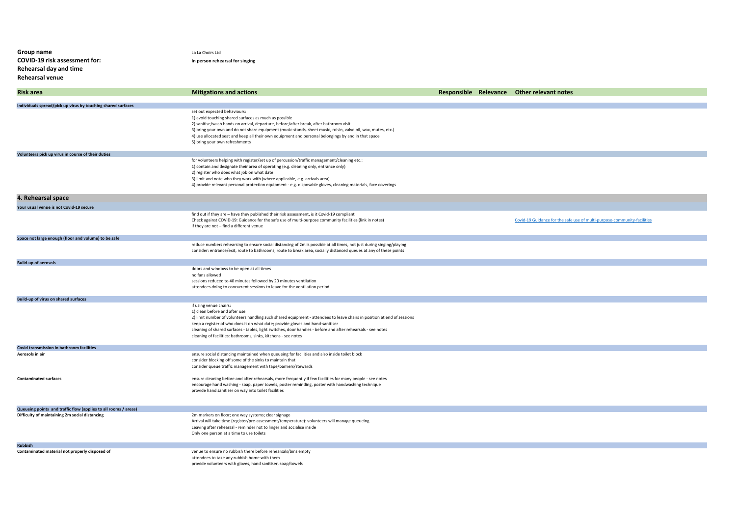**Group name** La La Choirs Ltd
**COVID-19 risk assessment for:** **In person rehearsal for singing**
**Rehearsal day and time**
**Rehearsal venue**

| Risk area | Mitigations and actions | Responsible | Relevance | Other relevant notes |
|---|---|---|---|---|
| **Individuals spread/pick up virus by touching shared surfaces** | | | | |
| | set out expected behaviours:<br>1) avoid touching shared surfaces as much as possible<br>2) sanitise/wash hands on arrival, departure, before/after break, after bathroom visit<br>3) bring your own and do not share equipment (music stands, sheet music, roisin, valve oil, wax, mutes, etc.)<br>4) use allocated seat and keep all their own equipment and personal belongings by and in that space<br>5) bring your own refreshments | | | |
| **Volunteers pick up virus in course of their duties** | | | | |
| | for volunteers helping with register/set up of percussion/traffic management/cleaning etc.:<br>1) contain and designate their area of operating (e.g. cleaning only, entrance only)<br>2) register who does what job on what date<br>3) limit and note who they work with (where applicable, e.g. arrivals area)<br>4) provide relevant personal protection equipment - e.g. disposable gloves, cleaning materials, face coverings | | | |
| **4. Rehearsal space** | | | | |
| **Your usual venue is not Covid-19 secure** | | | | |
| | find out if they are – have they published their risk assessment, is it Covid-19 compliant<br>Check against COVID-19: Guidance for the safe use of multi-purpose community facilities (link in notes)<br>if they are not – find a different venue | | | Covid-19 Guidance for the safe use of multi-purpose-community-facilities |
| **Space not large enough (floor and volume) to be safe** | | | | |
| | reduce numbers rehearsing to ensure social distancing of 2m is possible at all times, not just during singing/playing<br>consider: entrance/exit, route to bathrooms, route to break area, socially distanced queues at any of these points | | | |
| **Build-up of aerosols** | | | | |
| | doors and windows to be open at all times<br>no fans allowed<br>sessions reduced to 40 minutes followed by 20 minutes ventilation<br>attendees doing to concurrent sessions to leave for the ventilation period | | | |
| **Build-up of virus on shared surfaces** | | | | |
| | if using venue chairs:<br>1) clean before and after use<br>2) limit number of volunteers handling such shared equipment - attendees to leave chairs in position at end of sessions<br>keep a register of who does it on what date; provide gloves and hand-sanitiser<br>cleaning of shared surfaces - tables, light switches, door handles - before and after rehearsals - see notes<br>cleaning of facilities: bathrooms, sinks, kitchens - see notes | | | |
| **Covid transmission in bathroom facilities** | | | | |
| **Aerosols in air** | ensure social distancing maintained when queueing for facilities and also inside toilet block<br>consider blocking off some of the sinks to maintain that<br>consider queue traffic management with tape/barriers/stewards | | | |
| **Contaminated surfaces** | ensure cleaning before and after rehearsals, more frequently if few facilities for many people - see notes<br>encourage hand washing - soap, paper towels, poster reminding, poster with handwashing technique<br>provide hand sanitiser on way into toilet facilities | | | |
| **Queueing points and traffic flow (applies to all rooms / areas)** | | | | |
| **Difficulty of maintaining 2m social distancing** | 2m markers on floor; one way systems; clear signage<br>Arrival will take time (register/pre-assessment/temperature): volunteers will manage queueing<br>Leaving after rehearsal - reminder not to linger and socialise inside<br>Only one person at a time to use toilets | | | |
| **Rubbish** | | | | |
| **Contaminated material not properly disposed of** | venue to ensure no rubbish there before rehearsals/bins empty<br>attendees to take any rubbish home with them<br>provide volunteers with gloves, hand sanitiser, soap/towels | | | |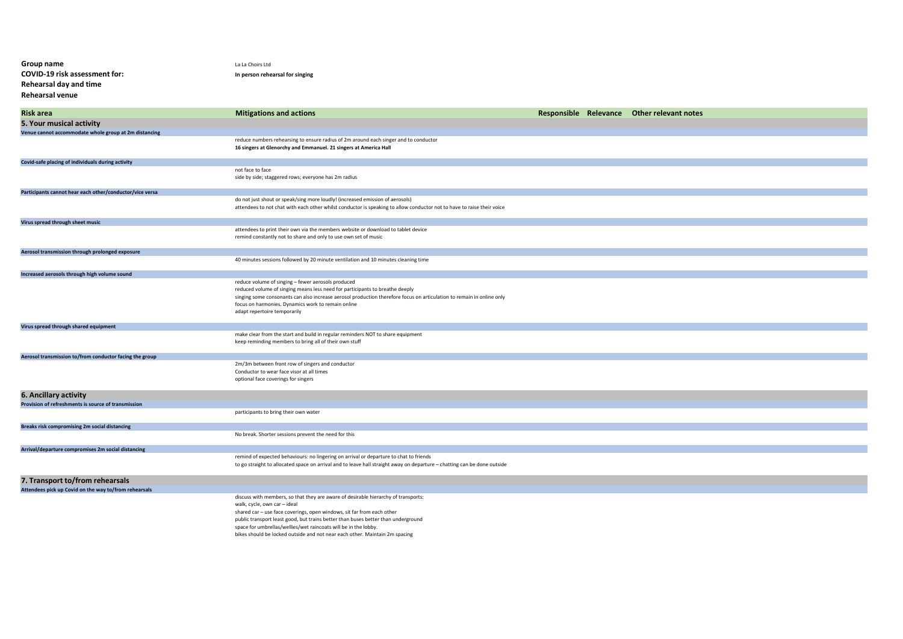**Group name** La La Choirs Ltd
**COVID-19 risk assessment for:** **In person rehearsal for singing**
**Rehearsal day and time**
**Rehearsal venue**

| Risk area | Mitigations and actions | Responsible | Relevance | Other relevant notes |
|---|---|---|---|---|
| **5. Your musical activity** | | | | |
| **Venue cannot accommodate whole group at 2m distancing** | | | | |
| | reduce numbers rehearsing to ensure radius of 2m around each singer and to conductor<br>**16 singers at Glenorchy and Emmanuel. 21 singers at America Hall** | | | |
| **Covid-safe placing of individuals during activity** | | | | |
| | not face to face<br>side by side; staggered rows; everyone has 2m radius | | | |
| **Participants cannot hear each other/conductor/vice versa** | | | | |
| | do not just shout or speak/sing more loudly! (increased emission of aerosols)<br>attendees to not chat with each other whilst conductor is speaking to allow conductor not to have to raise their voice | | | |
| **Virus spread through sheet music** | | | | |
| | attendees to print their own via the members website or download to tablet device<br>remind constantly not to share and only to use own set of music | | | |
| **Aerosol transmission through prolonged exposure** | | | | |
| | 40 minutes sessions followed by 20 minute ventilation and 10 minutes cleaning time | | | |
| **Increased aerosols through high volume sound** | | | | |
| | reduce volume of singing – fewer aerosols produced<br>reduced volume of singing means less need for participants to breathe deeply<br>singing some consonants can also increase aerosol production therefore focus on articulation to remain in online only<br>focus on harmonies. Dynamics work to remain online<br>adapt repertoire temporarily | | | |
| **Virus spread through shared equipment** | | | | |
| | make clear from the start and build in regular reminders NOT to share equipment<br>keep reminding members to bring all of their own stuff | | | |
| **Aerosol transmission to/from conductor facing the group** | | | | |
| | 2m/3m between front row of singers and conductor<br>Conductor to wear face visor at all times<br>optional face coverings for singers | | | |
| **6. Ancillary activity** | | | | |
| **Provision of refreshments is source of transmission** | | | | |
| | participants to bring their own water | | | |
| **Breaks risk compromising 2m social distancing** | | | | |
| | No break. Shorter sessions prevent the need for this | | | |
| **Arrival/departure compromises 2m social distancing** | | | | |
| | remind of expected behaviours: no lingering on arrival or departure to chat to friends<br>to go straight to allocated space on arrival and to leave hall straight away on departure – chatting can be done outside | | | |
| **7. Transport to/from rehearsals** | | | | |
| **Attendees pick up Covid on the way to/from rehearsals** | | | | |
| | discuss with members, so that they are aware of desirable hierarchy of transports:<br>walk, cycle, own car – ideal<br>shared car – use face coverings, open windows, sit far from each other<br>public transport least good, but trains better than buses better than underground<br>space for umbrellas/wellies/wet raincoats will be in the lobby.<br>bikes should be locked outside and not near each other. Maintain 2m spacing | | | |